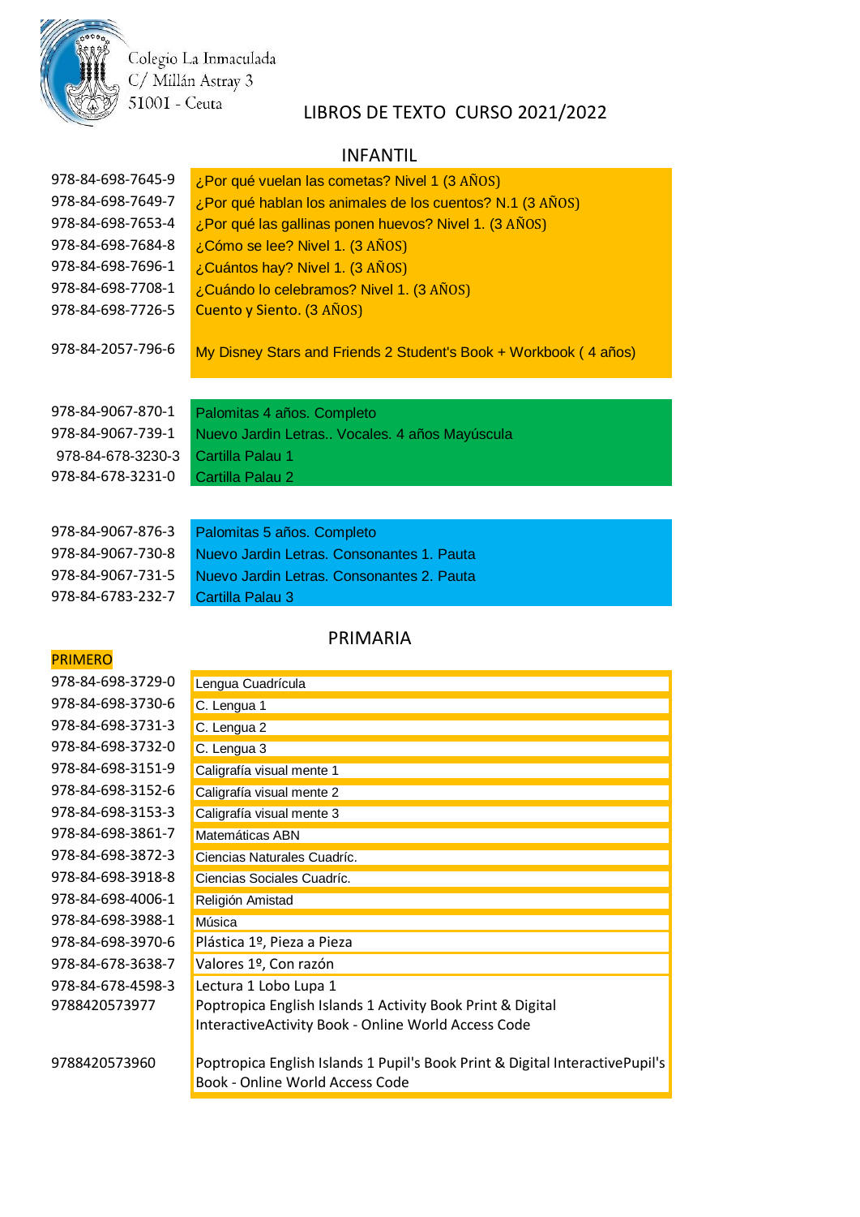Colegio La Inmaculada
C/ Millán Astray 3
51001 - Ceuta

# LIBROS DE TEXTO CURSO 2021/2022

## INFANTIL

| ISBN | Título |
|---|---|
| 978-84-698-7645-9 | ¿Por qué vuelan las cometas? Nivel 1 (3 AÑOS) |
| 978-84-698-7649-7 | ¿Por qué hablan los animales de los cuentos? N.1 (3 AÑOS) |
| 978-84-698-7653-4 | ¿Por qué las gallinas ponen huevos? Nivel 1. (3 AÑOS) |
| 978-84-698-7684-8 | ¿Cómo se lee? Nivel 1. (3 AÑOS) |
| 978-84-698-7696-1 | ¿Cuántos hay? Nivel 1. (3 AÑOS) |
| 978-84-698-7708-1 | ¿Cuándo lo celebramos? Nivel 1. (3 AÑOS) |
| 978-84-698-7726-5 | Cuento y Siento. (3 AÑOS) |
| 978-84-2057-796-6 | My Disney Stars and Friends 2 Student's Book + Workbook ( 4 años) |

| ISBN | Título |
|---|---|
| 978-84-9067-870-1 | Palomitas 4 años. Completo |
| 978-84-9067-739-1 | Nuevo Jardin Letras.. Vocales. 4 años Mayúscula |
| 978-84-678-3230-3 | Cartilla Palau 1 |
| 978-84-678-3231-0 | Cartilla Palau 2 |

| ISBN | Título |
|---|---|
| 978-84-9067-876-3 | Palomitas 5 años. Completo |
| 978-84-9067-730-8 | Nuevo Jardin Letras. Consonantes 1. Pauta |
| 978-84-9067-731-5 | Nuevo Jardin Letras. Consonantes 2. Pauta |
| 978-84-6783-232-7 | Cartilla Palau 3 |

## PRIMARIA

### PRIMERO

| ISBN | Título |
|---|---|
| 978-84-698-3729-0 | Lengua Cuadrícula |
| 978-84-698-3730-6 | C. Lengua 1 |
| 978-84-698-3731-3 | C. Lengua 2 |
| 978-84-698-3732-0 | C. Lengua 3 |
| 978-84-698-3151-9 | Caligrafía visual mente 1 |
| 978-84-698-3152-6 | Caligrafía visual mente 2 |
| 978-84-698-3153-3 | Caligrafía visual mente 3 |
| 978-84-698-3861-7 | Matemáticas ABN |
| 978-84-698-3872-3 | Ciencias Naturales Cuadríc. |
| 978-84-698-3918-8 | Ciencias Sociales Cuadríc. |
| 978-84-698-4006-1 | Religión Amistad |
| 978-84-698-3988-1 | Música |
| 978-84-698-3970-6 | Plástica 1º, Pieza a Pieza |
| 978-84-678-3638-7 | Valores 1º, Con razón |
| 978-84-678-4598-3 | Lectura 1 Lobo Lupa 1 |
| 9788420573977 | Poptropica English Islands 1 Activity Book Print & Digital InteractiveActivity Book - Online World Access Code |
| 9788420573960 | Poptropica English Islands 1 Pupil's Book Print & Digital InteractivePupil's Book - Online World Access Code |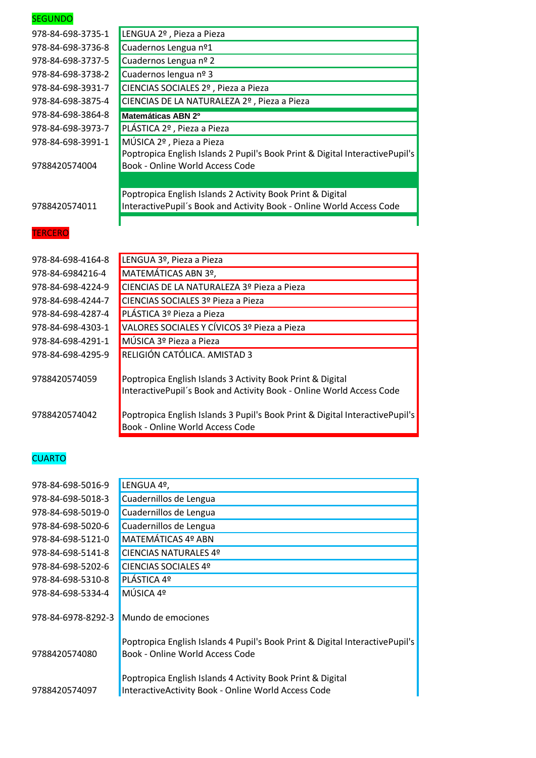## SEGUNDO

| ISBN | Título |
|---|---|
| 978-84-698-3735-1 | LENGUA 2º , Pieza a Pieza |
| 978-84-698-3736-8 | Cuadernos Lengua nº1 |
| 978-84-698-3737-5 | Cuadernos Lengua nº 2 |
| 978-84-698-3738-2 | Cuadernos lengua nº 3 |
| 978-84-698-3931-7 | CIENCIAS SOCIALES 2º , Pieza a Pieza |
| 978-84-698-3875-4 | CIENCIAS DE LA NATURALEZA 2º , Pieza a Pieza |
| 978-84-698-3864-8 | **Matemáticas ABN 2º** |
| 978-84-698-3973-7 | PLÁSTICA 2º , Pieza a Pieza |
| 978-84-698-3991-1 | MÚSICA 2º , Pieza a Pieza |
| 9788420574004 | Poptropica English Islands 2 Pupil's Book Print & Digital InteractivePupil's Book - Online World Access Code |
| 9788420574011 | Poptropica English Islands 2 Activity Book Print & Digital InteractivePupil´s Book and Activity Book - Online World Access Code |

## TERCERO

| ISBN | Título |
|---|---|
| 978-84-698-4164-8 | LENGUA 3º, Pieza a Pieza |
| 978-84-6984216-4 | MATEMÁTICAS ABN 3º, |
| 978-84-698-4224-9 | CIENCIAS DE LA NATURALEZA 3º Pieza a Pieza |
| 978-84-698-4244-7 | CIENCIAS SOCIALES 3º Pieza a Pieza |
| 978-84-698-4287-4 | PLÁSTICA 3º Pieza a Pieza |
| 978-84-698-4303-1 | VALORES SOCIALES Y CÍVICOS 3º Pieza a Pieza |
| 978-84-698-4291-1 | MÚSICA 3º Pieza a Pieza |
| 978-84-698-4295-9 | RELIGIÓN CATÓLICA. AMISTAD 3 |
| 9788420574059 | Poptropica English Islands 3 Activity Book Print & Digital InteractivePupil´s Book and Activity Book - Online World Access Code |
| 9788420574042 | Poptropica English Islands 3 Pupil's Book Print & Digital InteractivePupil's Book - Online World Access Code |

## CUARTO

| ISBN | Título |
|---|---|
| 978-84-698-5016-9 | LENGUA 4º, |
| 978-84-698-5018-3 | Cuadernillos de Lengua |
| 978-84-698-5019-0 | Cuadernillos de Lengua |
| 978-84-698-5020-6 | Cuadernillos de Lengua |
| 978-84-698-5121-0 | MATEMÁTICAS 4º ABN |
| 978-84-698-5141-8 | CIENCIAS NATURALES 4º |
| 978-84-698-5202-6 | CIENCIAS SOCIALES 4º |
| 978-84-698-5310-8 | PLÁSTICA 4º |
| 978-84-698-5334-4 | MÚSICA 4º |
| 978-84-6978-8292-3 | Mundo de emociones |
| 9788420574080 | Poptropica English Islands 4 Pupil's Book Print & Digital InteractivePupil's Book - Online World Access Code |
| 9788420574097 | Poptropica English Islands 4 Activity Book Print & Digital InteractiveActivity Book - Online World Access Code |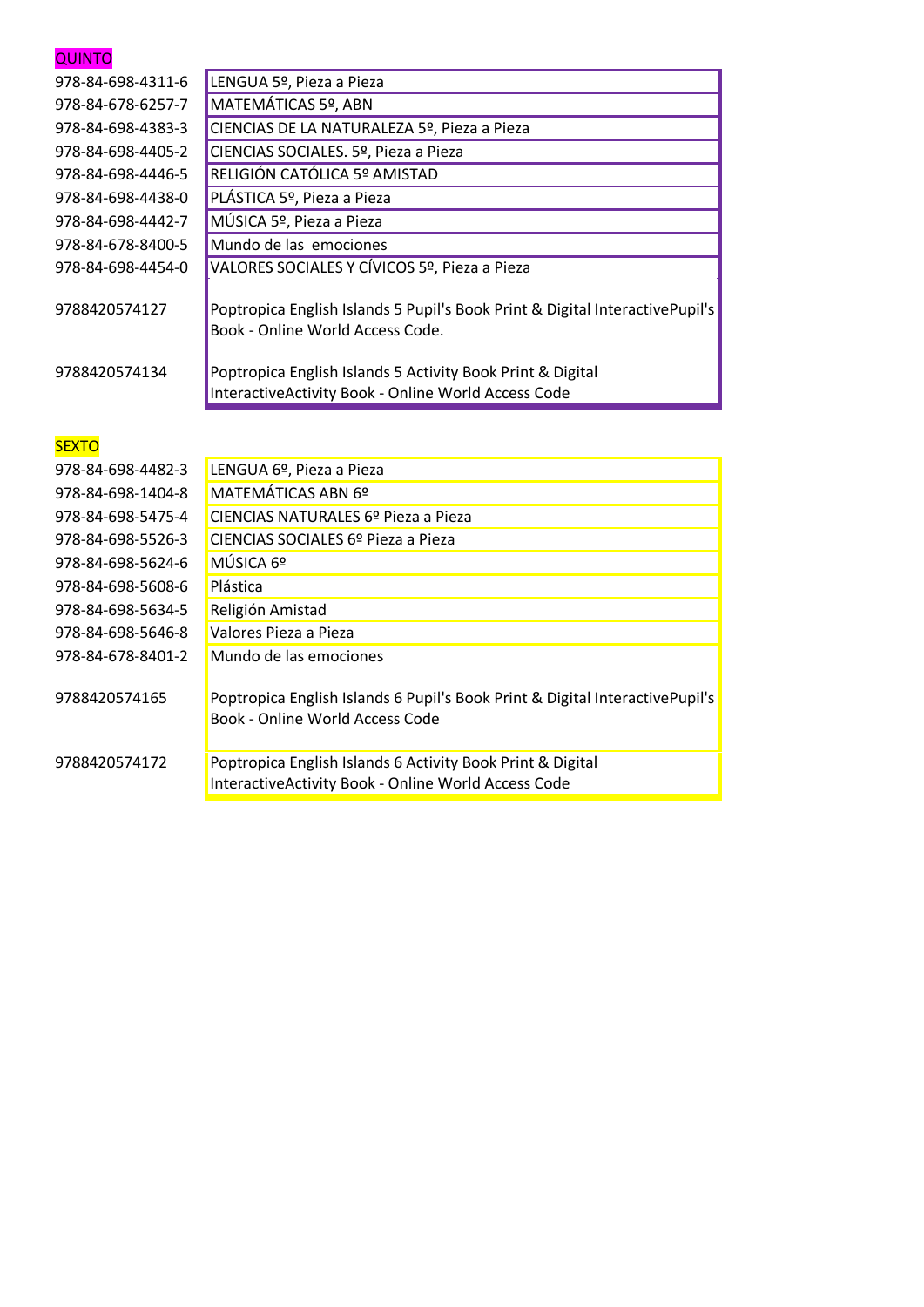QUINTO

| | |
|---|---|
| 978-84-698-4311-6 | LENGUA 5º, Pieza a Pieza |
| 978-84-678-6257-7 | MATEMÁTICAS 5º, ABN |
| 978-84-698-4383-3 | CIENCIAS DE LA NATURALEZA 5º, Pieza a Pieza |
| 978-84-698-4405-2 | CIENCIAS SOCIALES. 5º, Pieza a Pieza |
| 978-84-698-4446-5 | RELIGIÓN CATÓLICA 5º AMISTAD |
| 978-84-698-4438-0 | PLÁSTICA 5º, Pieza a Pieza |
| 978-84-698-4442-7 | MÚSICA 5º, Pieza a Pieza |
| 978-84-678-8400-5 | Mundo de las emociones |
| 978-84-698-4454-0 | VALORES SOCIALES Y CÍVICOS 5º, Pieza a Pieza |
| 9788420574127 | Poptropica English Islands 5 Pupil's Book Print & Digital InteractivePupil's Book - Online World Access Code. |
| 9788420574134 | Poptropica English Islands 5 Activity Book Print & Digital InteractiveActivity Book - Online World Access Code |

SEXTO

| | |
|---|---|
| 978-84-698-4482-3 | LENGUA 6º, Pieza a Pieza |
| 978-84-698-1404-8 | MATEMÁTICAS ABN 6º |
| 978-84-698-5475-4 | CIENCIAS NATURALES 6º Pieza a Pieza |
| 978-84-698-5526-3 | CIENCIAS SOCIALES 6º Pieza a Pieza |
| 978-84-698-5624-6 | MÚSICA 6º |
| 978-84-698-5608-6 | Plástica |
| 978-84-698-5634-5 | Religión Amistad |
| 978-84-698-5646-8 | Valores Pieza a Pieza |
| 978-84-678-8401-2 | Mundo de las emociones |
| 9788420574165 | Poptropica English Islands 6 Pupil's Book Print & Digital InteractivePupil's Book - Online World Access Code |
| 9788420574172 | Poptropica English Islands 6 Activity Book Print & Digital InteractiveActivity Book - Online World Access Code |